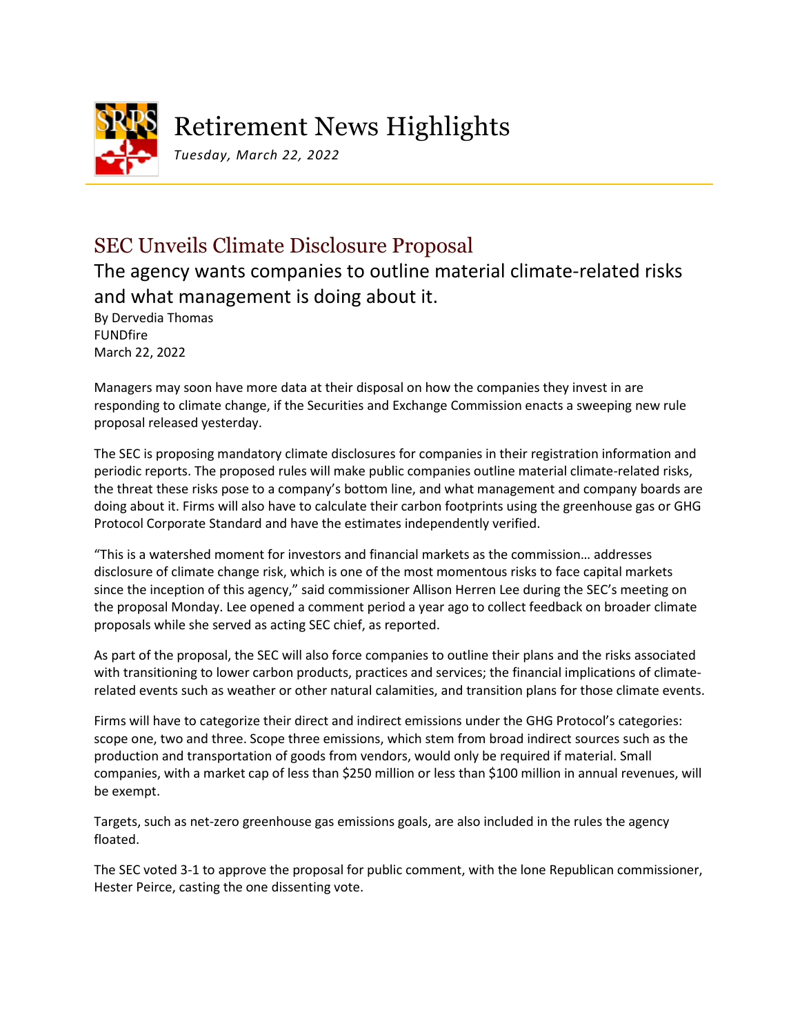# Retirement News Highlights

*Tuesday, March 22, 2022*

## SEC Unveils Climate Disclosure Proposal

### The agency wants companies to outline material climate-related risks and what management is doing about it.

By Dervedia Thomas
FUNDfire
March 22, 2022

Managers may soon have more data at their disposal on how the companies they invest in are responding to climate change, if the Securities and Exchange Commission enacts a sweeping new rule proposal released yesterday.

The SEC is proposing mandatory climate disclosures for companies in their registration information and periodic reports. The proposed rules will make public companies outline material climate-related risks, the threat these risks pose to a company's bottom line, and what management and company boards are doing about it. Firms will also have to calculate their carbon footprints using the greenhouse gas or GHG Protocol Corporate Standard and have the estimates independently verified.

"This is a watershed moment for investors and financial markets as the commission… addresses disclosure of climate change risk, which is one of the most momentous risks to face capital markets since the inception of this agency," said commissioner Allison Herren Lee during the SEC's meeting on the proposal Monday. Lee opened a comment period a year ago to collect feedback on broader climate proposals while she served as acting SEC chief, as reported.

As part of the proposal, the SEC will also force companies to outline their plans and the risks associated with transitioning to lower carbon products, practices and services; the financial implications of climate-related events such as weather or other natural calamities, and transition plans for those climate events.

Firms will have to categorize their direct and indirect emissions under the GHG Protocol's categories: scope one, two and three. Scope three emissions, which stem from broad indirect sources such as the production and transportation of goods from vendors, would only be required if material. Small companies, with a market cap of less than $250 million or less than $100 million in annual revenues, will be exempt.

Targets, such as net-zero greenhouse gas emissions goals, are also included in the rules the agency floated.

The SEC voted 3-1 to approve the proposal for public comment, with the lone Republican commissioner, Hester Peirce, casting the one dissenting vote.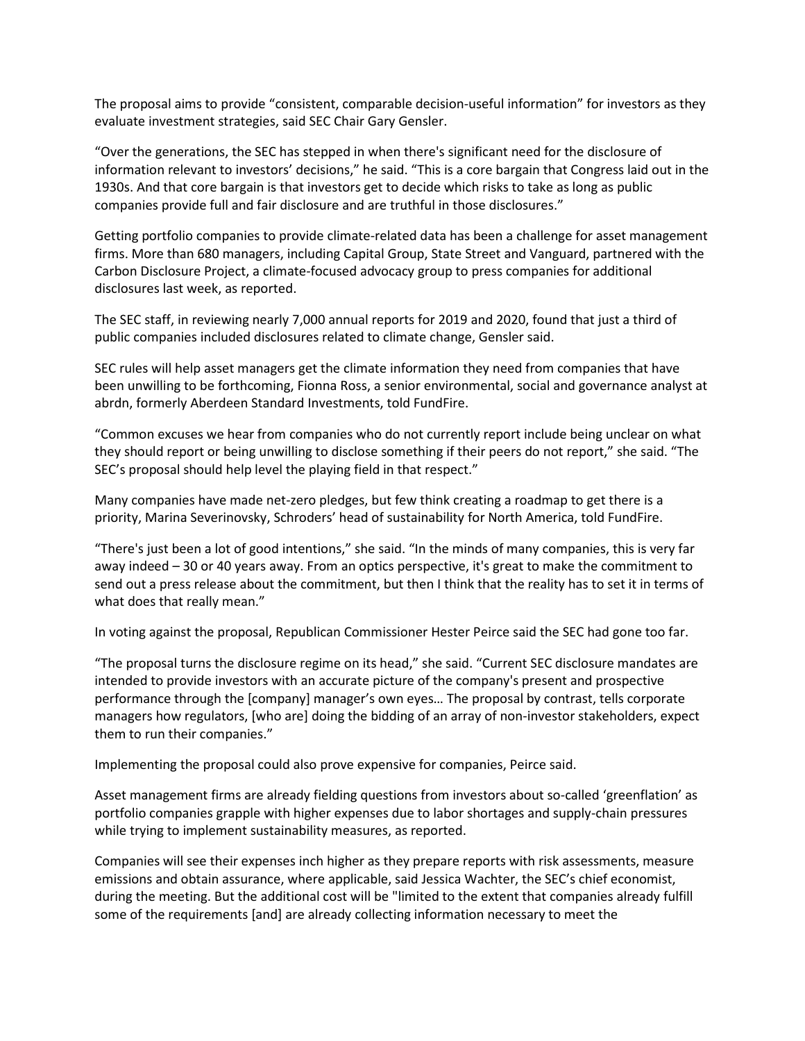The proposal aims to provide "consistent, comparable decision-useful information" for investors as they evaluate investment strategies, said SEC Chair Gary Gensler.

"Over the generations, the SEC has stepped in when there's significant need for the disclosure of information relevant to investors' decisions," he said. "This is a core bargain that Congress laid out in the 1930s. And that core bargain is that investors get to decide which risks to take as long as public companies provide full and fair disclosure and are truthful in those disclosures."

Getting portfolio companies to provide climate-related data has been a challenge for asset management firms. More than 680 managers, including Capital Group, State Street and Vanguard, partnered with the Carbon Disclosure Project, a climate-focused advocacy group to press companies for additional disclosures last week, as reported.

The SEC staff, in reviewing nearly 7,000 annual reports for 2019 and 2020, found that just a third of public companies included disclosures related to climate change, Gensler said.

SEC rules will help asset managers get the climate information they need from companies that have been unwilling to be forthcoming, Fionna Ross, a senior environmental, social and governance analyst at abrdn, formerly Aberdeen Standard Investments, told FundFire.

"Common excuses we hear from companies who do not currently report include being unclear on what they should report or being unwilling to disclose something if their peers do not report," she said. "The SEC's proposal should help level the playing field in that respect."

Many companies have made net-zero pledges, but few think creating a roadmap to get there is a priority, Marina Severinovsky, Schroders' head of sustainability for North America, told FundFire.

"There's just been a lot of good intentions," she said. "In the minds of many companies, this is very far away indeed – 30 or 40 years away. From an optics perspective, it's great to make the commitment to send out a press release about the commitment, but then I think that the reality has to set it in terms of what does that really mean."

In voting against the proposal, Republican Commissioner Hester Peirce said the SEC had gone too far.

"The proposal turns the disclosure regime on its head," she said. "Current SEC disclosure mandates are intended to provide investors with an accurate picture of the company's present and prospective performance through the [company] manager's own eyes… The proposal by contrast, tells corporate managers how regulators, [who are] doing the bidding of an array of non-investor stakeholders, expect them to run their companies."

Implementing the proposal could also prove expensive for companies, Peirce said.

Asset management firms are already fielding questions from investors about so-called 'greenflation' as portfolio companies grapple with higher expenses due to labor shortages and supply-chain pressures while trying to implement sustainability measures, as reported.

Companies will see their expenses inch higher as they prepare reports with risk assessments, measure emissions and obtain assurance, where applicable, said Jessica Wachter, the SEC's chief economist, during the meeting. But the additional cost will be "limited to the extent that companies already fulfill some of the requirements [and] are already collecting information necessary to meet the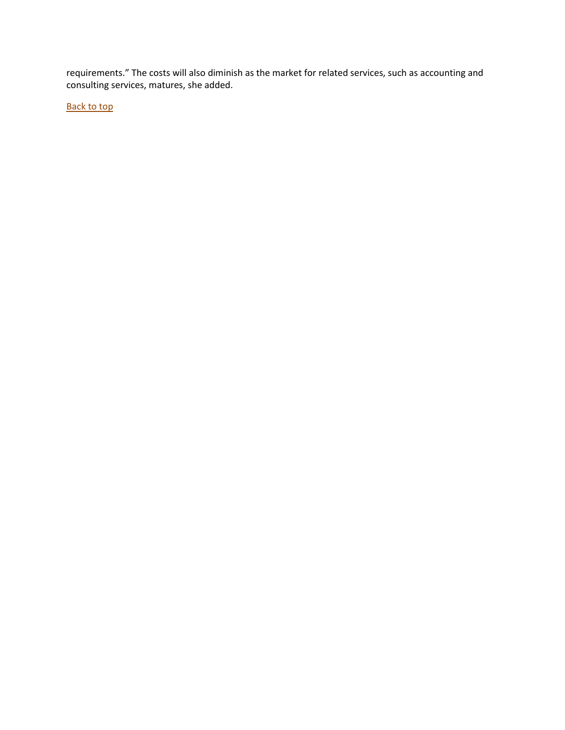requirements." The costs will also diminish as the market for related services, such as accounting and consulting services, matures, she added.

[Back to top](#)